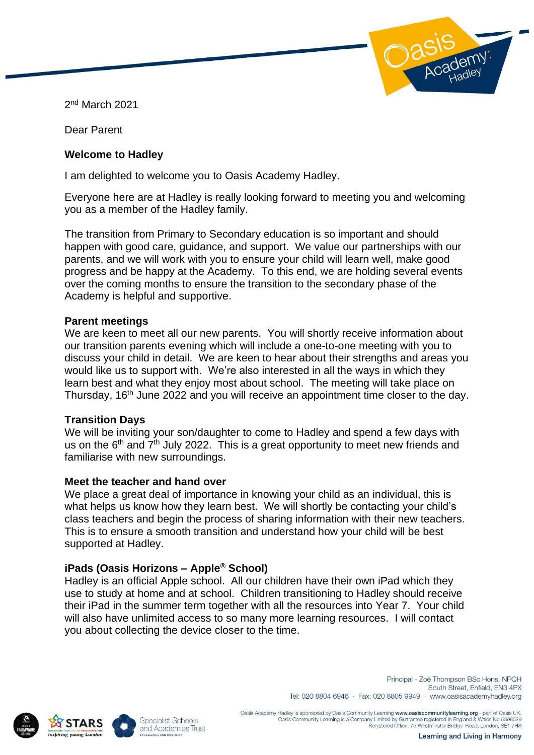2nd March 2021

Dear Parent

**Welcome to Hadley**

I am delighted to welcome you to Oasis Academy Hadley.

Everyone here are at Hadley is really looking forward to meeting you and welcoming you as a member of the Hadley family.

The transition from Primary to Secondary education is so important and should happen with good care, guidance, and support. We value our partnerships with our parents, and we will work with you to ensure your child will learn well, make good progress and be happy at the Academy. To this end, we are holding several events over the coming months to ensure the transition to the secondary phase of the Academy is helpful and supportive.

**Parent meetings**

We are keen to meet all our new parents. You will shortly receive information about our transition parents evening which will include a one-to-one meeting with you to discuss your child in detail. We are keen to hear about their strengths and areas you would like us to support with. We're also interested in all the ways in which they learn best and what they enjoy most about school. The meeting will take place on Thursday, 16th June 2022 and you will receive an appointment time closer to the day.

**Transition Days**

We will be inviting your son/daughter to come to Hadley and spend a few days with us on the 6th and 7th July 2022. This is a great opportunity to meet new friends and familiarise with new surroundings.

**Meet the teacher and hand over**

We place a great deal of importance in knowing your child as an individual, this is what helps us know how they learn best. We will shortly be contacting your child's class teachers and begin the process of sharing information with their new teachers. This is to ensure a smooth transition and understand how your child will be best supported at Hadley.

**iPads (Oasis Horizons – Apple® School)**

Hadley is an official Apple school. All our children have their own iPad which they use to study at home and at school. Children transitioning to Hadley should receive their iPad in the summer term together with all the resources into Year 7. Your child will also have unlimited access to so many more learning resources. I will contact you about collecting the device closer to the time.

Principal - Zoë Thompson BSc Hons, NPQH
South Street, Enfield, EN3 4PX
Tel: 020 8804 6946 · Fax: 020 8805 9949 · www.oasisacademyhadley.org

Oasis Academy Hadley is sponsored by Oasis Community Learning www.oasiscommunitylearning.org - part of Oasis UK.
Oasis Community Learning is a Company Limited by Guarantee registered in England & Wales No 5398529
Registered Office: 75 Westminster Bridge Road, London, SE1 7HS

Learning and Living in Harmony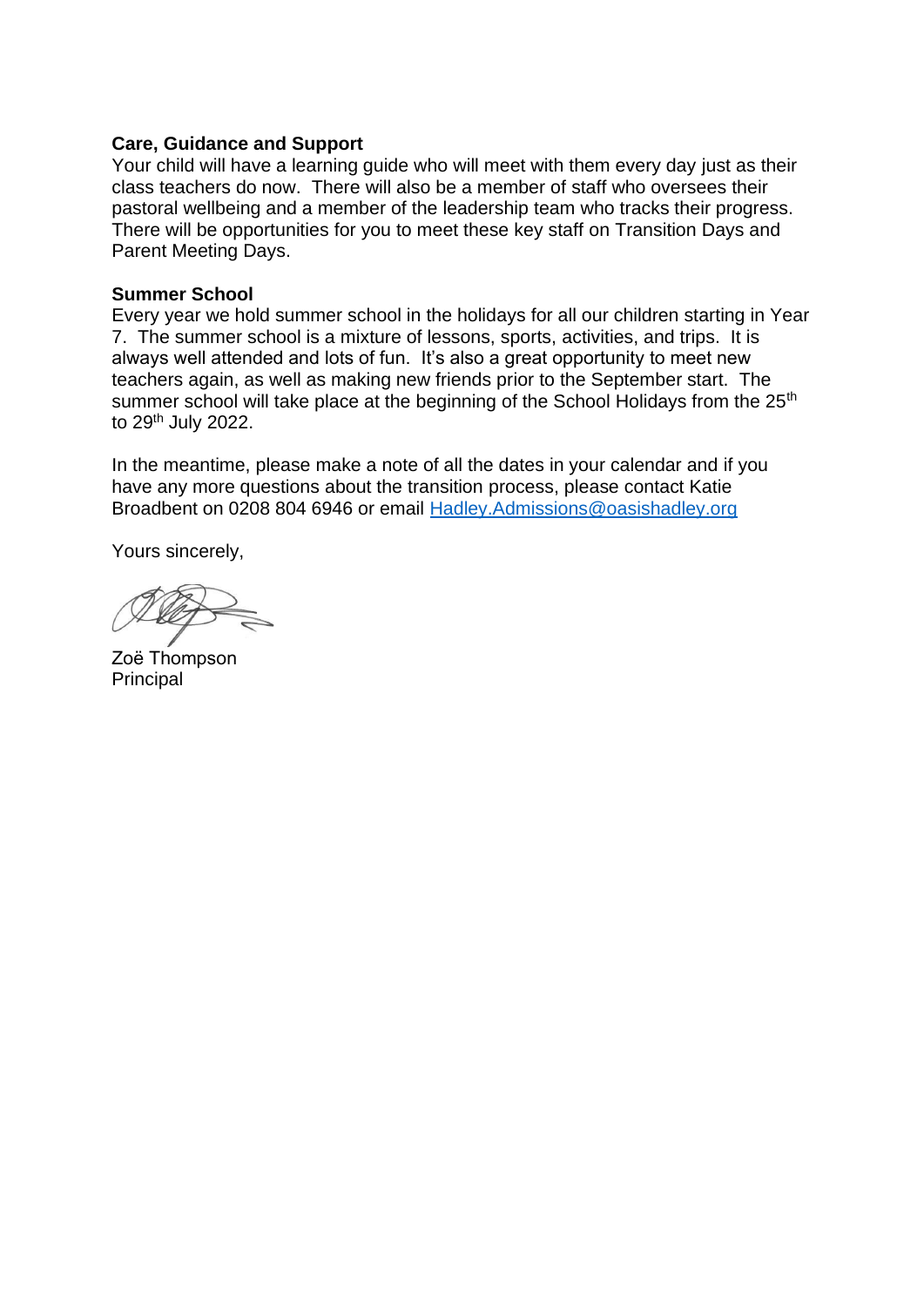**Care, Guidance and Support**

Your child will have a learning guide who will meet with them every day just as their class teachers do now. There will also be a member of staff who oversees their pastoral wellbeing and a member of the leadership team who tracks their progress. There will be opportunities for you to meet these key staff on Transition Days and Parent Meeting Days.

**Summer School**

Every year we hold summer school in the holidays for all our children starting in Year 7. The summer school is a mixture of lessons, sports, activities, and trips. It is always well attended and lots of fun. It's also a great opportunity to meet new teachers again, as well as making new friends prior to the September start. The summer school will take place at the beginning of the School Holidays from the 25th to 29th July 2022.

In the meantime, please make a note of all the dates in your calendar and if you have any more questions about the transition process, please contact Katie Broadbent on 0208 804 6946 or email Hadley.Admissions@oasishadley.org

Yours sincerely,

Zoë Thompson
Principal